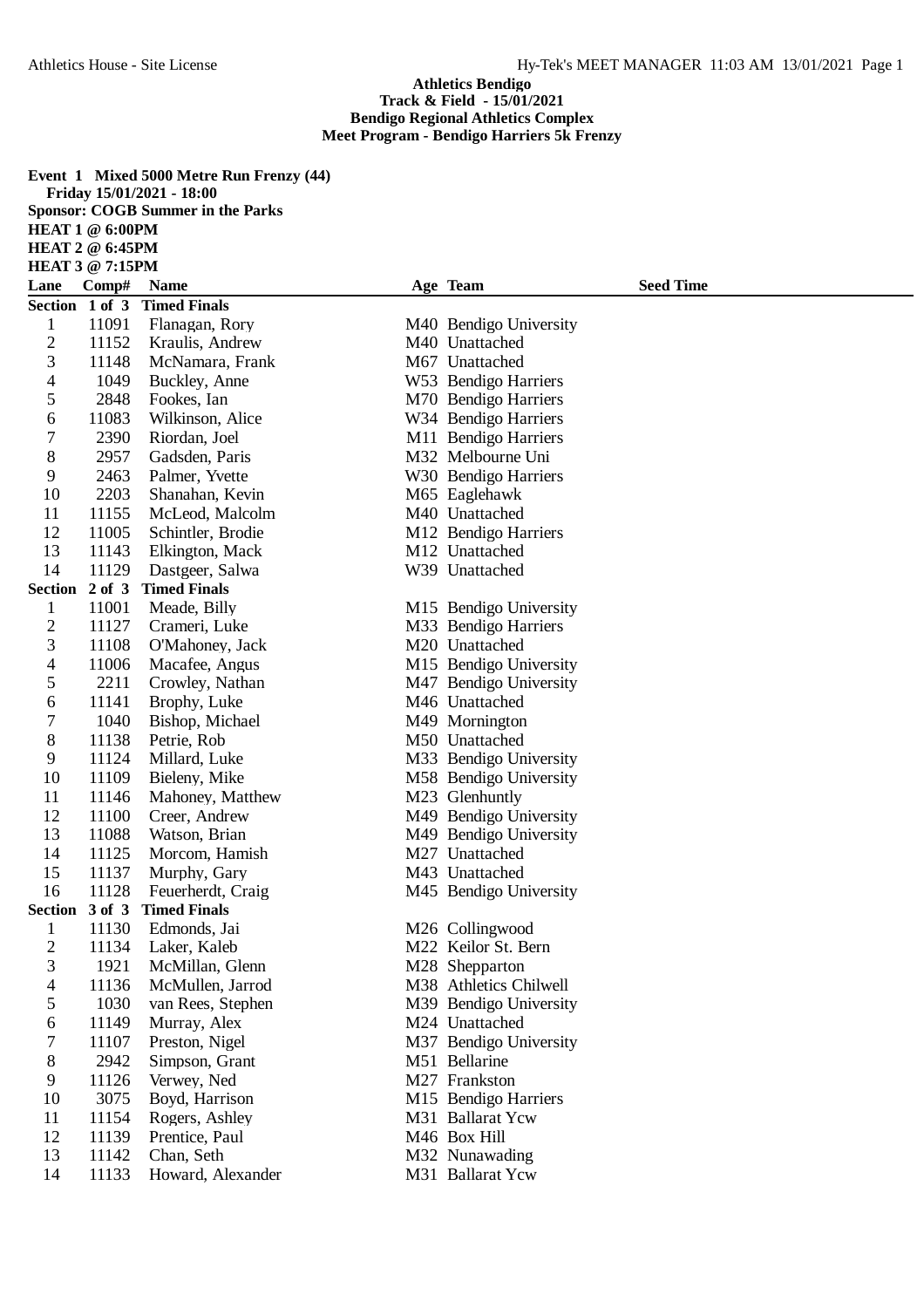**Athletics Bendigo**
**Track & Field - 15/01/2021**
**Bendigo Regional Athletics Complex**
**Meet Program - Bendigo Harriers 5k Frenzy**

**Event 1 Mixed 5000 Metre Run Frenzy (44)**
**Friday 15/01/2021 - 18:00**
**Sponsor: COGB Summer in the Parks**
**HEAT 1 @ 6:00PM**
**HEAT 2 @ 6:45PM**
**HEAT 3 @ 7:15PM**

| Lane | Comp# | Name | Age | Team | Seed Time |
|---|---|---|---|---|---|
| **Section 1 of 3 Timed Finals** | | | | | |
| 1 | 11091 | Flanagan, Rory | M40 | Bendigo University | |
| 2 | 11152 | Kraulis, Andrew | M40 | Unattached | |
| 3 | 11148 | McNamara, Frank | M67 | Unattached | |
| 4 | 1049 | Buckley, Anne | W53 | Bendigo Harriers | |
| 5 | 2848 | Fookes, Ian | M70 | Bendigo Harriers | |
| 6 | 11083 | Wilkinson, Alice | W34 | Bendigo Harriers | |
| 7 | 2390 | Riordan, Joel | M11 | Bendigo Harriers | |
| 8 | 2957 | Gadsden, Paris | M32 | Melbourne Uni | |
| 9 | 2463 | Palmer, Yvette | W30 | Bendigo Harriers | |
| 10 | 2203 | Shanahan, Kevin | M65 | Eaglehawk | |
| 11 | 11155 | McLeod, Malcolm | M40 | Unattached | |
| 12 | 11005 | Schintler, Brodie | M12 | Bendigo Harriers | |
| 13 | 11143 | Elkington, Mack | M12 | Unattached | |
| 14 | 11129 | Dastgeer, Salwa | W39 | Unattached | |
| **Section 2 of 3 Timed Finals** | | | | | |
| 1 | 11001 | Meade, Billy | M15 | Bendigo University | |
| 2 | 11127 | Crameri, Luke | M33 | Bendigo Harriers | |
| 3 | 11108 | O'Mahoney, Jack | M20 | Unattached | |
| 4 | 11006 | Macafee, Angus | M15 | Bendigo University | |
| 5 | 2211 | Crowley, Nathan | M47 | Bendigo University | |
| 6 | 11141 | Brophy, Luke | M46 | Unattached | |
| 7 | 1040 | Bishop, Michael | M49 | Mornington | |
| 8 | 11138 | Petrie, Rob | M50 | Unattached | |
| 9 | 11124 | Millard, Luke | M33 | Bendigo University | |
| 10 | 11109 | Bieleny, Mike | M58 | Bendigo University | |
| 11 | 11146 | Mahoney, Matthew | M23 | Glenhuntly | |
| 12 | 11100 | Creer, Andrew | M49 | Bendigo University | |
| 13 | 11088 | Watson, Brian | M49 | Bendigo University | |
| 14 | 11125 | Morcom, Hamish | M27 | Unattached | |
| 15 | 11137 | Murphy, Gary | M43 | Unattached | |
| 16 | 11128 | Feuerherdt, Craig | M45 | Bendigo University | |
| **Section 3 of 3 Timed Finals** | | | | | |
| 1 | 11130 | Edmonds, Jai | M26 | Collingwood | |
| 2 | 11134 | Laker, Kaleb | M22 | Keilor St. Bern | |
| 3 | 1921 | McMillan, Glenn | M28 | Shepparton | |
| 4 | 11136 | McMullen, Jarrod | M38 | Athletics Chilwell | |
| 5 | 1030 | van Rees, Stephen | M39 | Bendigo University | |
| 6 | 11149 | Murray, Alex | M24 | Unattached | |
| 7 | 11107 | Preston, Nigel | M37 | Bendigo University | |
| 8 | 2942 | Simpson, Grant | M51 | Bellarine | |
| 9 | 11126 | Verwey, Ned | M27 | Frankston | |
| 10 | 3075 | Boyd, Harrison | M15 | Bendigo Harriers | |
| 11 | 11154 | Rogers, Ashley | M31 | Ballarat Ycw | |
| 12 | 11139 | Prentice, Paul | M46 | Box Hill | |
| 13 | 11142 | Chan, Seth | M32 | Nunawading | |
| 14 | 11133 | Howard, Alexander | M31 | Ballarat Ycw | |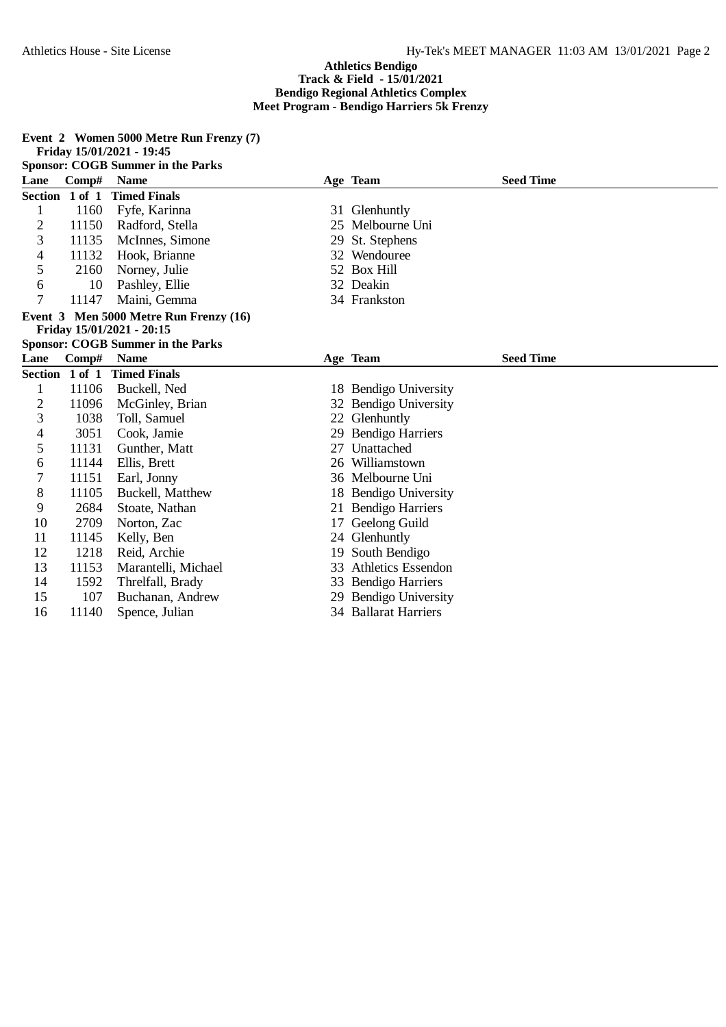**Athletics Bendigo**
**Track & Field - 15/01/2021**
**Bendigo Regional Athletics Complex**
**Meet Program - Bendigo Harriers 5k Frenzy**

**Event 2 Women 5000 Metre Run Frenzy (7)**
**Friday 15/01/2021 - 19:45**
**Sponsor: COGB Summer in the Parks**

| Lane | Comp# | Name | Age | Team | Seed Time |
|---|---|---|---|---|---|
| **Section 1 of 1** | | **Timed Finals** | | | |
| 1 | 1160 | Fyfe, Karinna | 31 | Glenhuntly | |
| 2 | 11150 | Radford, Stella | 25 | Melbourne Uni | |
| 3 | 11135 | McInnes, Simone | 29 | St. Stephens | |
| 4 | 11132 | Hook, Brianne | 32 | Wendouree | |
| 5 | 2160 | Norney, Julie | 52 | Box Hill | |
| 6 | 10 | Pashley, Ellie | 32 | Deakin | |
| 7 | 11147 | Maini, Gemma | 34 | Frankston | |

**Event 3 Men 5000 Metre Run Frenzy (16)**
**Friday 15/01/2021 - 20:15**
**Sponsor: COGB Summer in the Parks**

| Lane | Comp# | Name | Age | Team | Seed Time |
|---|---|---|---|---|---|
| **Section 1 of 1** | | **Timed Finals** | | | |
| 1 | 11106 | Buckell, Ned | 18 | Bendigo University | |
| 2 | 11096 | McGinley, Brian | 32 | Bendigo University | |
| 3 | 1038 | Toll, Samuel | 22 | Glenhuntly | |
| 4 | 3051 | Cook, Jamie | 29 | Bendigo Harriers | |
| 5 | 11131 | Gunther, Matt | 27 | Unattached | |
| 6 | 11144 | Ellis, Brett | 26 | Williamstown | |
| 7 | 11151 | Earl, Jonny | 36 | Melbourne Uni | |
| 8 | 11105 | Buckell, Matthew | 18 | Bendigo University | |
| 9 | 2684 | Stoate, Nathan | 21 | Bendigo Harriers | |
| 10 | 2709 | Norton, Zac | 17 | Geelong Guild | |
| 11 | 11145 | Kelly, Ben | 24 | Glenhuntly | |
| 12 | 1218 | Reid, Archie | 19 | South Bendigo | |
| 13 | 11153 | Marantelli, Michael | 33 | Athletics Essendon | |
| 14 | 1592 | Threlfall, Brady | 33 | Bendigo Harriers | |
| 15 | 107 | Buchanan, Andrew | 29 | Bendigo University | |
| 16 | 11140 | Spence, Julian | 34 | Ballarat Harriers | |